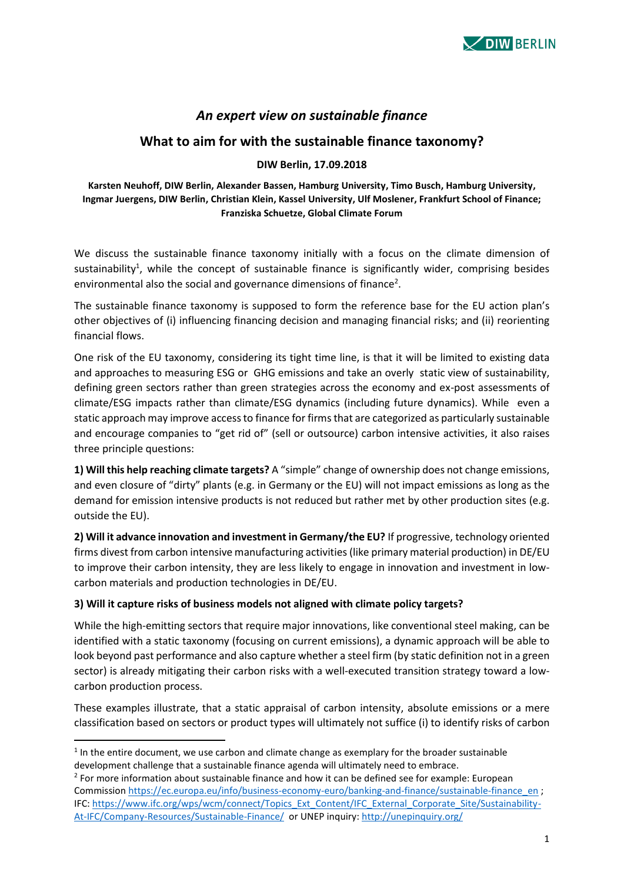# *An expert view on sustainable finance*

## What to aim for with the sustainable finance taxonomy?

**DIW Berlin, 17.09.2018**

**Karsten Neuhoff, DIW Berlin, Alexander Bassen, Hamburg University, Timo Busch, Hamburg University, Ingmar Juergens, DIW Berlin, Christian Klein, Kassel University, Ulf Moslener, Frankfurt School of Finance; Franziska Schuetze, Global Climate Forum**

We discuss the sustainable finance taxonomy initially with a focus on the climate dimension of sustainability[1], while the concept of sustainable finance is significantly wider, comprising besides environmental also the social and governance dimensions of finance[2].

The sustainable finance taxonomy is supposed to form the reference base for the EU action plan's other objectives of (i) influencing financing decision and managing financial risks; and (ii) reorienting financial flows.

One risk of the EU taxonomy, considering its tight time line, is that it will be limited to existing data and approaches to measuring ESG or GHG emissions and take an overly static view of sustainability, defining green sectors rather than green strategies across the economy and ex-post assessments of climate/ESG impacts rather than climate/ESG dynamics (including future dynamics). While even a static approach may improve access to finance for firms that are categorized as particularly sustainable and encourage companies to "get rid of" (sell or outsource) carbon intensive activities, it also raises three principle questions:

**1) Will this help reaching climate targets?** A "simple" change of ownership does not change emissions, and even closure of "dirty" plants (e.g. in Germany or the EU) will not impact emissions as long as the demand for emission intensive products is not reduced but rather met by other production sites (e.g. outside the EU).

**2) Will it advance innovation and investment in Germany/the EU?** If progressive, technology oriented firms divest from carbon intensive manufacturing activities (like primary material production) in DE/EU to improve their carbon intensity, they are less likely to engage in innovation and investment in low-carbon materials and production technologies in DE/EU.

**3) Will it capture risks of business models not aligned with climate policy targets?**

While the high-emitting sectors that require major innovations, like conventional steel making, can be identified with a static taxonomy (focusing on current emissions), a dynamic approach will be able to look beyond past performance and also capture whether a steel firm (by static definition not in a green sector) is already mitigating their carbon risks with a well-executed transition strategy toward a low-carbon production process.

These examples illustrate, that a static appraisal of carbon intensity, absolute emissions or a mere classification based on sectors or product types will ultimately not suffice (i) to identify risks of carbon

[1] In the entire document, we use carbon and climate change as exemplary for the broader sustainable development challenge that a sustainable finance agenda will ultimately need to embrace.

[2] For more information about sustainable finance and how it can be defined see for example: European Commission https://ec.europa.eu/info/business-economy-euro/banking-and-finance/sustainable-finance_en ; IFC: https://www.ifc.org/wps/wcm/connect/Topics_Ext_Content/IFC_External_Corporate_Site/Sustainability-At-IFC/Company-Resources/Sustainable-Finance/ or UNEP inquiry: http://unepinquiry.org/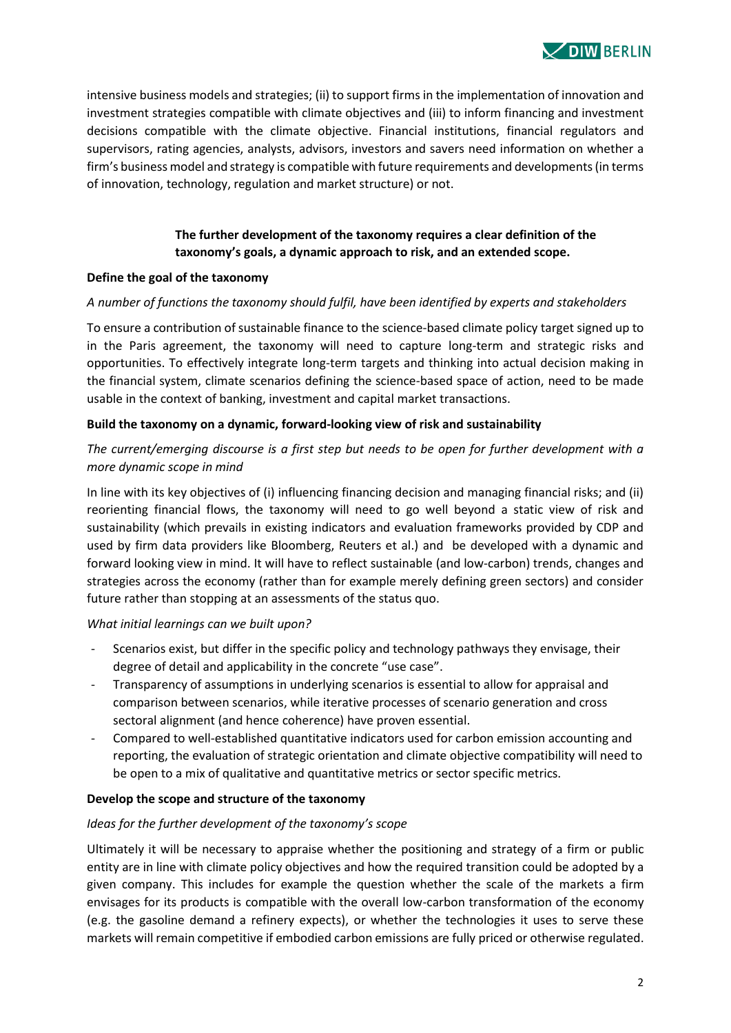intensive business models and strategies; (ii) to support firms in the implementation of innovation and investment strategies compatible with climate objectives and (iii) to inform financing and investment decisions compatible with the climate objective. Financial institutions, financial regulators and supervisors, rating agencies, analysts, advisors, investors and savers need information on whether a firm's business model and strategy is compatible with future requirements and developments (in terms of innovation, technology, regulation and market structure) or not.

**The further development of the taxonomy requires a clear definition of the taxonomy's goals, a dynamic approach to risk, and an extended scope.**

**Define the goal of the taxonomy**

*A number of functions the taxonomy should fulfil, have been identified by experts and stakeholders*

To ensure a contribution of sustainable finance to the science-based climate policy target signed up to in the Paris agreement, the taxonomy will need to capture long-term and strategic risks and opportunities. To effectively integrate long-term targets and thinking into actual decision making in the financial system, climate scenarios defining the science-based space of action, need to be made usable in the context of banking, investment and capital market transactions.

**Build the taxonomy on a dynamic, forward-looking view of risk and sustainability**

*The current/emerging discourse is a first step but needs to be open for further development with a more dynamic scope in mind*

In line with its key objectives of (i) influencing financing decision and managing financial risks; and (ii) reorienting financial flows, the taxonomy will need to go well beyond a static view of risk and sustainability (which prevails in existing indicators and evaluation frameworks provided by CDP and used by firm data providers like Bloomberg, Reuters et al.) and be developed with a dynamic and forward looking view in mind. It will have to reflect sustainable (and low-carbon) trends, changes and strategies across the economy (rather than for example merely defining green sectors) and consider future rather than stopping at an assessments of the status quo.

*What initial learnings can we built upon?*

- Scenarios exist, but differ in the specific policy and technology pathways they envisage, their degree of detail and applicability in the concrete "use case".
- Transparency of assumptions in underlying scenarios is essential to allow for appraisal and comparison between scenarios, while iterative processes of scenario generation and cross sectoral alignment (and hence coherence) have proven essential.
- Compared to well-established quantitative indicators used for carbon emission accounting and reporting, the evaluation of strategic orientation and climate objective compatibility will need to be open to a mix of qualitative and quantitative metrics or sector specific metrics.

**Develop the scope and structure of the taxonomy**

*Ideas for the further development of the taxonomy's scope*

Ultimately it will be necessary to appraise whether the positioning and strategy of a firm or public entity are in line with climate policy objectives and how the required transition could be adopted by a given company. This includes for example the question whether the scale of the markets a firm envisages for its products is compatible with the overall low-carbon transformation of the economy (e.g. the gasoline demand a refinery expects), or whether the technologies it uses to serve these markets will remain competitive if embodied carbon emissions are fully priced or otherwise regulated.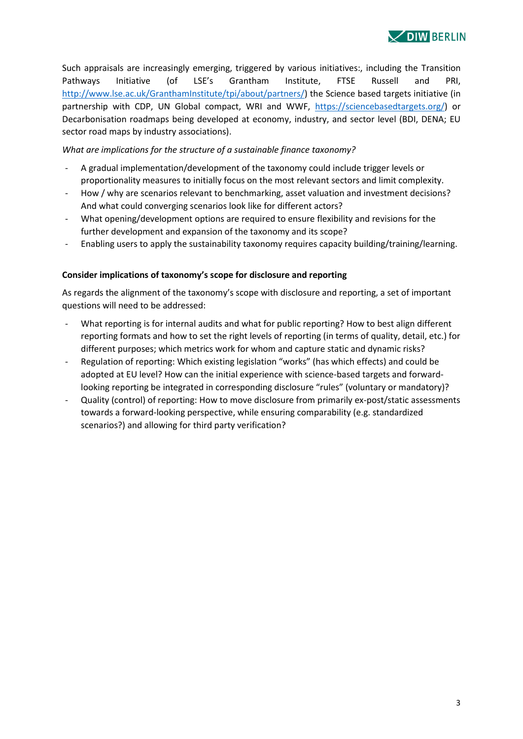Such appraisals are increasingly emerging, triggered by various initiatives:, including the Transition Pathways Initiative (of LSE's Grantham Institute, FTSE Russell and PRI, http://www.lse.ac.uk/GranthamInstitute/tpi/about/partners/) the Science based targets initiative (in partnership with CDP, UN Global compact, WRI and WWF, https://sciencebasedtargets.org/) or Decarbonisation roadmaps being developed at economy, industry, and sector level (BDI, DENA; EU sector road maps by industry associations).

*What are implications for the structure of a sustainable finance taxonomy?*

- A gradual implementation/development of the taxonomy could include trigger levels or proportionality measures to initially focus on the most relevant sectors and limit complexity.
- How / why are scenarios relevant to benchmarking, asset valuation and investment decisions? And what could converging scenarios look like for different actors?
- What opening/development options are required to ensure flexibility and revisions for the further development and expansion of the taxonomy and its scope?
- Enabling users to apply the sustainability taxonomy requires capacity building/training/learning.

**Consider implications of taxonomy's scope for disclosure and reporting**

As regards the alignment of the taxonomy's scope with disclosure and reporting, a set of important questions will need to be addressed:

- What reporting is for internal audits and what for public reporting? How to best align different reporting formats and how to set the right levels of reporting (in terms of quality, detail, etc.) for different purposes; which metrics work for whom and capture static and dynamic risks?
- Regulation of reporting: Which existing legislation "works" (has which effects) and could be adopted at EU level? How can the initial experience with science-based targets and forward-looking reporting be integrated in corresponding disclosure "rules" (voluntary or mandatory)?
- Quality (control) of reporting: How to move disclosure from primarily ex-post/static assessments towards a forward-looking perspective, while ensuring comparability (e.g. standardized scenarios?) and allowing for third party verification?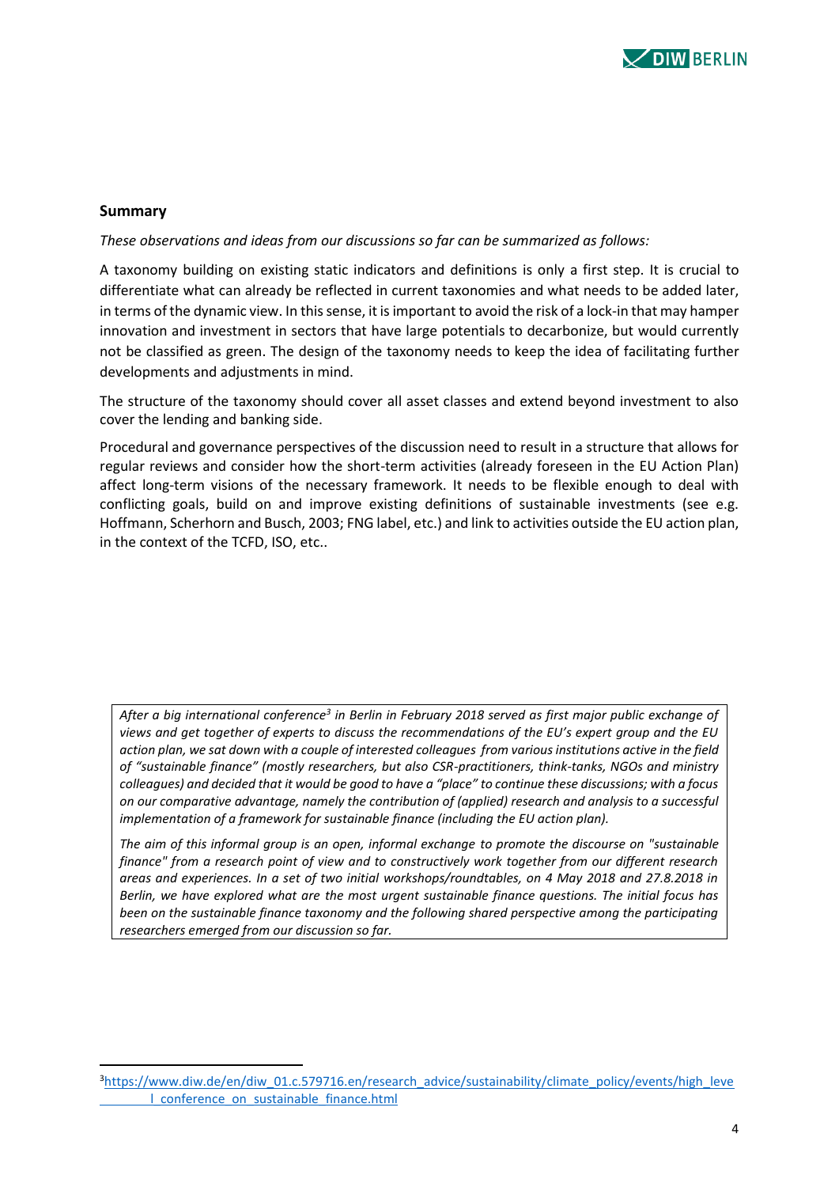## Summary

*These observations and ideas from our discussions so far can be summarized as follows:*

A taxonomy building on existing static indicators and definitions is only a first step. It is crucial to differentiate what can already be reflected in current taxonomies and what needs to be added later, in terms of the dynamic view. In this sense, it is important to avoid the risk of a lock-in that may hamper innovation and investment in sectors that have large potentials to decarbonize, but would currently not be classified as green. The design of the taxonomy needs to keep the idea of facilitating further developments and adjustments in mind.

The structure of the taxonomy should cover all asset classes and extend beyond investment to also cover the lending and banking side.

Procedural and governance perspectives of the discussion need to result in a structure that allows for regular reviews and consider how the short-term activities (already foreseen in the EU Action Plan) affect long-term visions of the necessary framework. It needs to be flexible enough to deal with conflicting goals, build on and improve existing definitions of sustainable investments (see e.g. Hoffmann, Scherhorn and Busch, 2003; FNG label, etc.) and link to activities outside the EU action plan, in the context of the TCFD, ISO, etc..

*After a big international conference[3] in Berlin in February 2018 served as first major public exchange of views and get together of experts to discuss the recommendations of the EU's expert group and the EU action plan, we sat down with a couple of interested colleagues from various institutions active in the field of "sustainable finance" (mostly researchers, but also CSR-practitioners, think-tanks, NGOs and ministry colleagues) and decided that it would be good to have a "place" to continue these discussions; with a focus on our comparative advantage, namely the contribution of (applied) research and analysis to a successful implementation of a framework for sustainable finance (including the EU action plan).*

*The aim of this informal group is an open, informal exchange to promote the discourse on "sustainable finance" from a research point of view and to constructively work together from our different research areas and experiences. In a set of two initial workshops/roundtables, on 4 May 2018 and 27.8.2018 in Berlin, we have explored what are the most urgent sustainable finance questions. The initial focus has been on the sustainable finance taxonomy and the following shared perspective among the participating researchers emerged from our discussion so far.*

[3] https://www.diw.de/en/diw_01.c.579716.en/research_advice/sustainability/climate_policy/events/high_level_conference_on_sustainable_finance.html